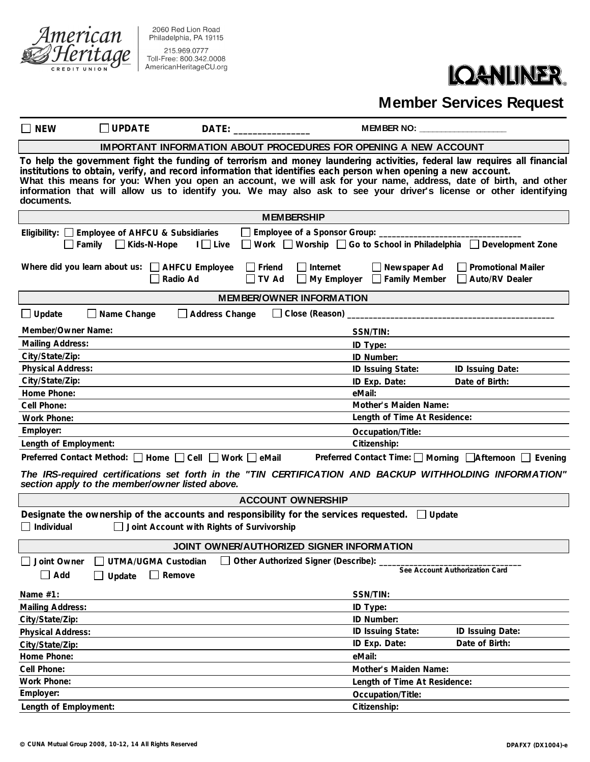American Heritage CREDIT UNION

2060 Red Lion Road
Philadelphia, PA 19115

215.969.0777
Toll-Free: 800.342.0008
AmericanHeritageCU.org

LOANLINER®

# Member Services Request

☐ NEW ☐ UPDATE DATE: _______________ MEMBER NO: ___________________

## IMPORTANT INFORMATION ABOUT PROCEDURES FOR OPENING A NEW ACCOUNT

**To help the government fight the funding of terrorism and money laundering activities, federal law requires all financial institutions to obtain, verify, and record information that identifies each person when opening a new account.**
**What this means for you: When you open an account, we will ask for your name, address, date of birth, and other information that will allow us to identify you. We may also ask to see your driver's license or other identifying documents.**

## MEMBERSHIP

Eligibility: ☐ Employee of AHFCU & Subsidiaries ☐ Employee of a Sponsor Group: _______________________________
☐ Family ☐ Kids-N-Hope I ☐ Live ☐ Work ☐ Worship ☐ Go to School in Philadelphia ☐ Development Zone

Where did you learn about us: ☐ AHFCU Employee ☐ Friend ☐ Internet ☐ Newspaper Ad ☐ Promotional Mailer ☐ Radio Ad ☐ TV Ad ☐ My Employer ☐ Family Member ☐ Auto/RV Dealer

## MEMBER/OWNER INFORMATION

☐ Update ☐ Name Change ☐ Address Change ☐ Close (Reason) _______________________________________________

| | |
|---|---|
| Member/Owner Name: | SSN/TIN: |
| Mailing Address: | ID Type: |
| City/State/Zip: | ID Number: |
| Physical Address: | ID Issuing State: ID Issuing Date: |
| City/State/Zip: | ID Exp. Date: Date of Birth: |
| Home Phone: | eMail: |
| Cell Phone: | Mother's Maiden Name: |
| Work Phone: | Length of Time At Residence: |
| Employer: | Occupation/Title: |
| Length of Employment: | Citizenship: |

Preferred Contact Method: ☐ Home ☐ Cell ☐ Work ☐ eMail Preferred Contact Time: ☐ Morning ☐ Afternoon ☐ Evening

*The IRS-required certifications set forth in the "TIN CERTIFICATION AND BACKUP WITHHOLDING INFORMATION" section apply to the member/owner listed above.*

## ACCOUNT OWNERSHIP

**Designate the ownership of the accounts and responsibility for the services requested.** ☐ Update
☐ Individual ☐ Joint Account with Rights of Survivorship

## JOINT OWNER/AUTHORIZED SIGNER INFORMATION

☐ Joint Owner ☐ UTMA/UGMA Custodian ☐ Other Authorized Signer (Describe): _______________________________
☐ Add ☐ Update ☐ Remove See Account Authorization Card

| | |
|---|---|
| Name #1: | SSN/TIN: |
| Mailing Address: | ID Type: |
| City/State/Zip: | ID Number: |
| Physical Address: | ID Issuing State: ID Issuing Date: |
| City/State/Zip: | ID Exp. Date: Date of Birth: |
| Home Phone: | eMail: |
| Cell Phone: | Mother's Maiden Name: |
| Work Phone: | Length of Time At Residence: |
| Employer: | Occupation/Title: |
| Length of Employment: | Citizenship: |

© CUNA Mutual Group 2008, 10-12, 14 All Rights Reserved DPAFX7 (DX1004)-e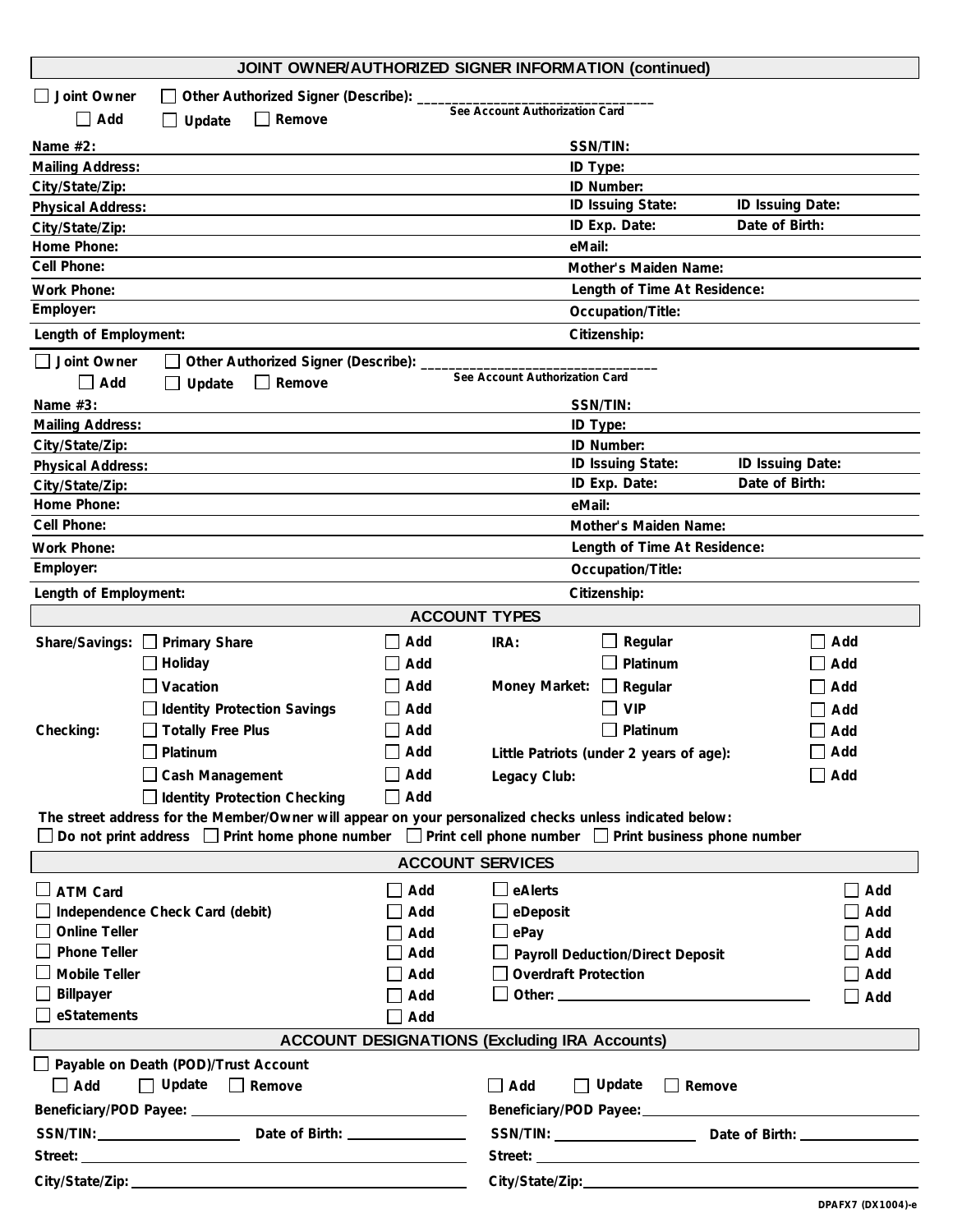## JOINT OWNER/AUTHORIZED SIGNER INFORMATION (continued)

☐ Joint Owner ☐ Other Authorized Signer (Describe): ______________________________
See Account Authorization Card

☐ Add ☐ Update ☐ Remove

| | |
|---|---|
| Name #2: | SSN/TIN: |
| Mailing Address: | ID Type: |
| City/State/Zip: | ID Number: |
| Physical Address: | ID Issuing State: ID Issuing Date: |
| City/State/Zip: | ID Exp. Date: Date of Birth: |
| Home Phone: | eMail: |
| Cell Phone: | Mother's Maiden Name: |
| Work Phone: | Length of Time At Residence: |
| Employer: | Occupation/Title: |
| Length of Employment: | Citizenship: |

☐ Joint Owner ☐ Other Authorized Signer (Describe): ______________________________
See Account Authorization Card

☐ Add ☐ Update ☐ Remove

| | |
|---|---|
| Name #3: | SSN/TIN: |
| Mailing Address: | ID Type: |
| City/State/Zip: | ID Number: |
| Physical Address: | ID Issuing State: ID Issuing Date: |
| City/State/Zip: | ID Exp. Date: Date of Birth: |
| Home Phone: | eMail: |
| Cell Phone: | Mother's Maiden Name: |
| Work Phone: | Length of Time At Residence: |
| Employer: | Occupation/Title: |
| Length of Employment: | Citizenship: |

## ACCOUNT TYPES

| | | | | | |
|---|---|---|---|---|---|
| Share/Savings: | ☐ Primary Share | ☐ Add | IRA: | ☐ Regular | ☐ Add |
| | ☐ Holiday | ☐ Add | | ☐ Platinum | ☐ Add |
| | ☐ Vacation | ☐ Add | Money Market: | ☐ Regular | ☐ Add |
| | ☐ Identity Protection Savings | ☐ Add | | ☐ VIP | ☐ Add |
| Checking: | ☐ Totally Free Plus | ☐ Add | | ☐ Platinum | ☐ Add |
| | ☐ Platinum | ☐ Add | Little Patriots (under 2 years of age): | | ☐ Add |
| | ☐ Cash Management | ☐ Add | Legacy Club: | | ☐ Add |
| | ☐ Identity Protection Checking | ☐ Add | | | |

The street address for the Member/Owner will appear on your personalized checks unless indicated below:

☐ Do not print address ☐ Print home phone number ☐ Print cell phone number ☐ Print business phone number

## ACCOUNT SERVICES

| | | | |
|---|---|---|---|
| ☐ ATM Card | ☐ Add | ☐ eAlerts | ☐ Add |
| ☐ Independence Check Card (debit) | ☐ Add | ☐ eDeposit | ☐ Add |
| ☐ Online Teller | ☐ Add | ☐ ePay | ☐ Add |
| ☐ Phone Teller | ☐ Add | ☐ Payroll Deduction/Direct Deposit | ☐ Add |
| ☐ Mobile Teller | ☐ Add | ☐ Overdraft Protection | ☐ Add |
| ☐ Billpayer | ☐ Add | ☐ Other: ____________________ | ☐ Add |
| ☐ eStatements | ☐ Add | | |

## ACCOUNT DESIGNATIONS (Excluding IRA Accounts)

☐ Payable on Death (POD)/Trust Account

| | |
|---|---|
| ☐ Add ☐ Update ☐ Remove | ☐ Add ☐ Update ☐ Remove |
| Beneficiary/POD Payee: ____________________ | Beneficiary/POD Payee: ____________________ |
| SSN/TIN: __________ Date of Birth: __________ | SSN/TIN: __________ Date of Birth: __________ |
| Street: ____________________ | Street: ____________________ |
| City/State/Zip: ____________________ | City/State/Zip: ____________________ |

DPAFX7 (DX1004)-e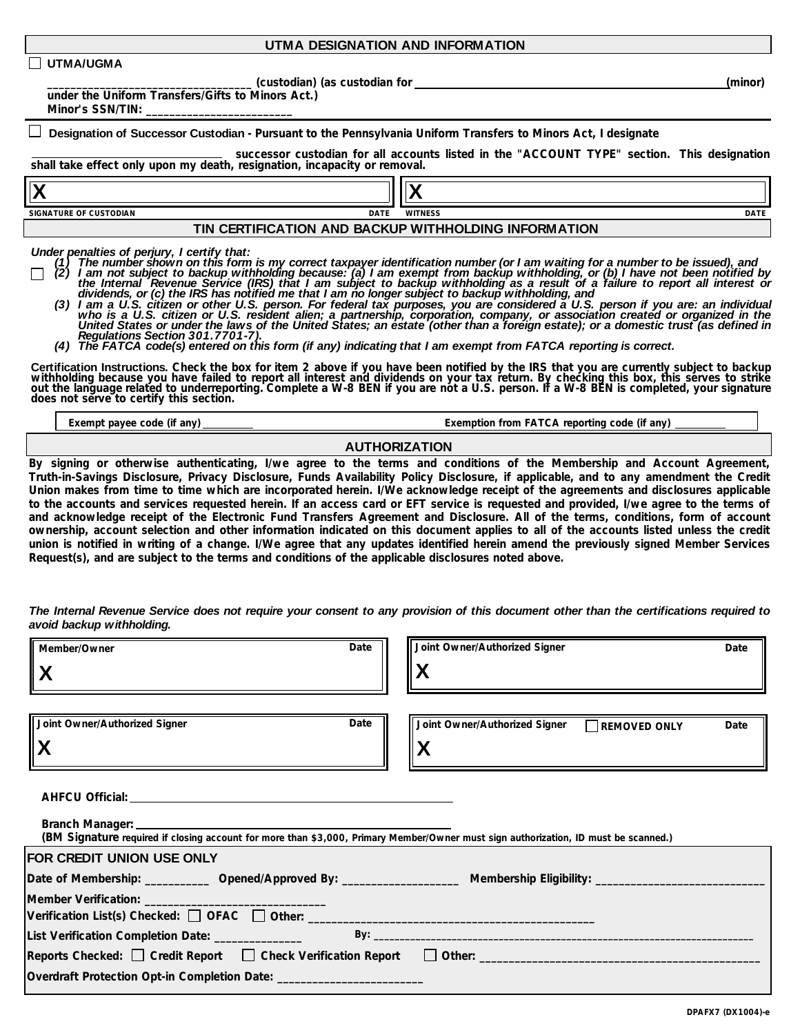## UTMA DESIGNATION AND INFORMATION

☐ **UTMA/UGMA**

**_______________________________ (custodian) (as custodian for _______________________________________________ (minor) under the Uniform Transfers/Gifts to Minors Act.)**
**Minor's SSN/TIN: ________________________**

☐ **Designation of Successor Custodian - Pursuant to the Pennsylvania Uniform Transfers to Minors Act, I designate**

**______________________________ successor custodian for all accounts listed in the "ACCOUNT TYPE" section. This designation shall take effect only upon my death, resignation, incapacity or removal.**

| | |
|---|---|
| **X** | **X** |
| SIGNATURE OF CUSTODIAN DATE | WITNESS DATE |

## TIN CERTIFICATION AND BACKUP WITHHOLDING INFORMATION

*Under penalties of perjury, I certify that:*

☐

*(1) The number shown on this form is my correct taxpayer identification number (or I am waiting for a number to be issued), and*
*(2) I am not subject to backup withholding because: (a) I am exempt from backup withholding, or (b) I have not been notified by the Internal Revenue Service (IRS) that I am subject to backup withholding as a result of a failure to report all interest or dividends, or (c) the IRS has notified me that I am no longer subject to backup withholding, and*
*(3) I am a U.S. citizen or other U.S. person. For federal tax purposes, you are considered a U.S. person if you are: an individual who is a U.S. citizen or U.S. resident alien; a partnership, corporation, company, or association created or organized in the United States or under the laws of the United States; an estate (other than a foreign estate); or a domestic trust (as defined in Regulations Section 301.7701-7).*
*(4) The FATCA code(s) entered on this form (if any) indicating that I am exempt from FATCA reporting is correct.*

Certification Instructions. **Check the box for item 2 above if you have been notified by the IRS that you are currently subject to backup withholding because you have failed to report all interest and dividends on your tax return. By checking this box, this serves to strike out the language related to underreporting. Complete a W-8 BEN if you are not a U.S. person. If a W-8 BEN is completed, your signature does not serve to certify this section.**

**Exempt payee code (if any) _________** **Exemption from FATCA reporting code (if any) _________**

## AUTHORIZATION

**By signing or otherwise authenticating, I/we agree to the terms and conditions of the Membership and Account Agreement, Truth-in-Savings Disclosure, Privacy Disclosure, Funds Availability Policy Disclosure, if applicable, and to any amendment the Credit Union makes from time to time which are incorporated herein. I/We acknowledge receipt of the agreements and disclosures applicable to the accounts and services requested herein. If an access card or EFT service is requested and provided, I/we agree to the terms of and acknowledge receipt of the Electronic Fund Transfers Agreement and Disclosure. All of the terms, conditions, form of account ownership, account selection and other information indicated on this document applies to all of the accounts listed unless the credit union is notified in writing of a change. I/We agree that any updates identified herein amend the previously signed Member Services Request(s), and are subject to the terms and conditions of the applicable disclosures noted above.**

***The Internal Revenue Service does not require your consent to any provision of this document other than the certifications required to avoid backup withholding.***

| | |
|---|---|
| **Member/Owner** Date<br>**X** | **Joint Owner/Authorized Signer** Date<br>**X** |
| **Joint Owner/Authorized Signer** Date<br>**X** | **Joint Owner/Authorized Signer** ☐ **REMOVED ONLY** Date<br>**X** |

**AHFCU Official:** ______________________________________________

**Branch Manager:** ______________________________________________
**(BM Signature required if closing account for more than $3,000, Primary Member/Owner must sign authorization, ID must be scanned.)**

### FOR CREDIT UNION USE ONLY

**Date of Membership:** ___________ **Opened/Approved By:** ___________________ **Membership Eligibility:** ____________________________

**Member Verification:** ______________________________

**Verification List(s) Checked:** ☐ **OFAC** ☐ **Other:** __________________________________________________

**List Verification Completion Date:** _______________ **By:** ______________________________________________________________________

**Reports Checked:** ☐ **Credit Report** ☐ **Check Verification Report** ☐ **Other:** _________________________________________________

**Overdraft Protection Opt-in Completion Date:** ________________________

DPAFX7 (DX1004)-e